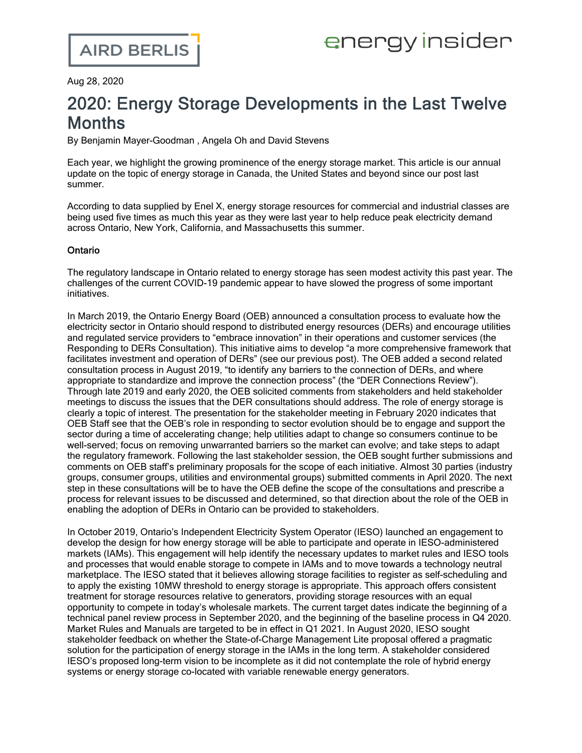Aug 28, 2020

# 2020: Energy Storage Developments in the Last Twelve Months

By Benjamin Mayer-Goodman , Angela Oh and David Stevens

Each year, we highlight the growing prominence of the energy storage market. This article is our annual update on the topic of energy storage in Canada, the United States and beyond since our post last summer.

According to data supplied by Enel X, energy storage resources for commercial and industrial classes are being used five times as much this year as they were last year to help reduce peak electricity demand across Ontario, New York, California, and Massachusetts this summer.

**Ontario**

The regulatory landscape in Ontario related to energy storage has seen modest activity this past year. The challenges of the current COVID-19 pandemic appear to have slowed the progress of some important initiatives.

In March 2019, the Ontario Energy Board (OEB) announced a consultation process to evaluate how the electricity sector in Ontario should respond to distributed energy resources (DERs) and encourage utilities and regulated service providers to "embrace innovation" in their operations and customer services (the Responding to DERs Consultation). This initiative aims to develop "a more comprehensive framework that facilitates investment and operation of DERs" (see our previous post). The OEB added a second related consultation process in August 2019, "to identify any barriers to the connection of DERs, and where appropriate to standardize and improve the connection process" (the "DER Connections Review"). Through late 2019 and early 2020, the OEB solicited comments from stakeholders and held stakeholder meetings to discuss the issues that the DER consultations should address. The role of energy storage is clearly a topic of interest. The presentation for the stakeholder meeting in February 2020 indicates that OEB Staff see that the OEB's role in responding to sector evolution should be to engage and support the sector during a time of accelerating change; help utilities adapt to change so consumers continue to be well-served; focus on removing unwarranted barriers so the market can evolve; and take steps to adapt the regulatory framework. Following the last stakeholder session, the OEB sought further submissions and comments on OEB staff's preliminary proposals for the scope of each initiative. Almost 30 parties (industry groups, consumer groups, utilities and environmental groups) submitted comments in April 2020. The next step in these consultations will be to have the OEB define the scope of the consultations and prescribe a process for relevant issues to be discussed and determined, so that direction about the role of the OEB in enabling the adoption of DERs in Ontario can be provided to stakeholders.

In October 2019, Ontario's Independent Electricity System Operator (IESO) launched an engagement to develop the design for how energy storage will be able to participate and operate in IESO-administered markets (IAMs). This engagement will help identify the necessary updates to market rules and IESO tools and processes that would enable storage to compete in IAMs and to move towards a technology neutral marketplace. The IESO stated that it believes allowing storage facilities to register as self-scheduling and to apply the existing 10MW threshold to energy storage is appropriate. This approach offers consistent treatment for storage resources relative to generators, providing storage resources with an equal opportunity to compete in today's wholesale markets. The current target dates indicate the beginning of a technical panel review process in September 2020, and the beginning of the baseline process in Q4 2020. Market Rules and Manuals are targeted to be in effect in Q1 2021. In August 2020, IESO sought stakeholder feedback on whether the State-of-Charge Management Lite proposal offered a pragmatic solution for the participation of energy storage in the IAMs in the long term. A stakeholder considered IESO's proposed long-term vision to be incomplete as it did not contemplate the role of hybrid energy systems or energy storage co-located with variable renewable energy generators.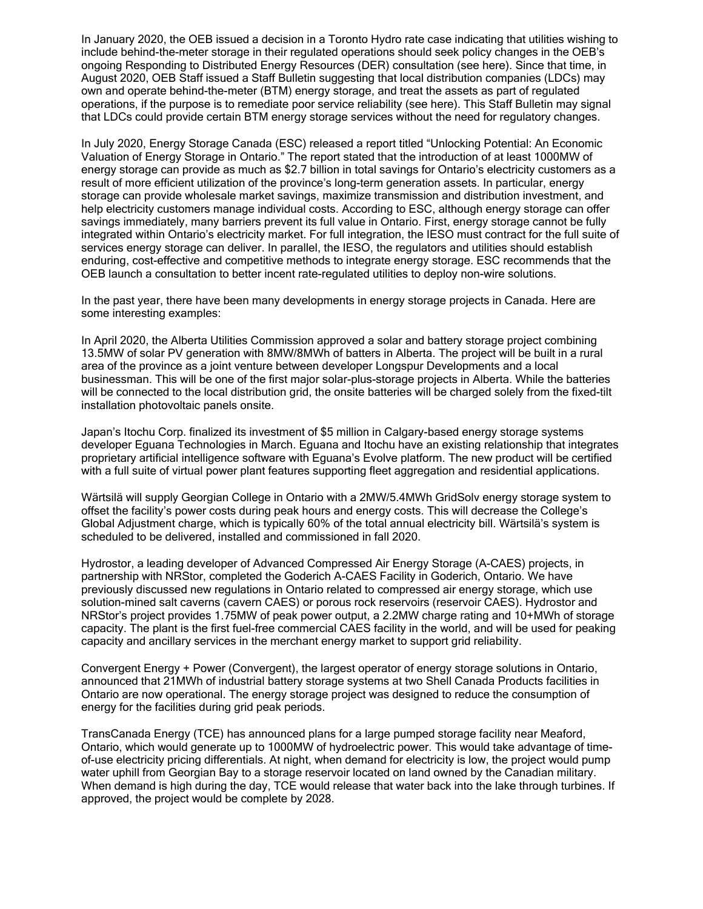In January 2020, the OEB issued a decision in a Toronto Hydro rate case indicating that utilities wishing to include behind-the-meter storage in their regulated operations should seek policy changes in the OEB's ongoing Responding to Distributed Energy Resources (DER) consultation (see here). Since that time, in August 2020, OEB Staff issued a Staff Bulletin suggesting that local distribution companies (LDCs) may own and operate behind-the-meter (BTM) energy storage, and treat the assets as part of regulated operations, if the purpose is to remediate poor service reliability (see here). This Staff Bulletin may signal that LDCs could provide certain BTM energy storage services without the need for regulatory changes.

In July 2020, Energy Storage Canada (ESC) released a report titled "Unlocking Potential: An Economic Valuation of Energy Storage in Ontario." The report stated that the introduction of at least 1000MW of energy storage can provide as much as $2.7 billion in total savings for Ontario's electricity customers as a result of more efficient utilization of the province's long-term generation assets. In particular, energy storage can provide wholesale market savings, maximize transmission and distribution investment, and help electricity customers manage individual costs. According to ESC, although energy storage can offer savings immediately, many barriers prevent its full value in Ontario. First, energy storage cannot be fully integrated within Ontario's electricity market. For full integration, the IESO must contract for the full suite of services energy storage can deliver. In parallel, the IESO, the regulators and utilities should establish enduring, cost-effective and competitive methods to integrate energy storage. ESC recommends that the OEB launch a consultation to better incent rate-regulated utilities to deploy non-wire solutions.

In the past year, there have been many developments in energy storage projects in Canada. Here are some interesting examples:

In April 2020, the Alberta Utilities Commission approved a solar and battery storage project combining 13.5MW of solar PV generation with 8MW/8MWh of batters in Alberta. The project will be built in a rural area of the province as a joint venture between developer Longspur Developments and a local businessman. This will be one of the first major solar-plus-storage projects in Alberta. While the batteries will be connected to the local distribution grid, the onsite batteries will be charged solely from the fixed-tilt installation photovoltaic panels onsite.

Japan's Itochu Corp. finalized its investment of $5 million in Calgary-based energy storage systems developer Eguana Technologies in March. Eguana and Itochu have an existing relationship that integrates proprietary artificial intelligence software with Eguana's Evolve platform. The new product will be certified with a full suite of virtual power plant features supporting fleet aggregation and residential applications.

Wärtsilä will supply Georgian College in Ontario with a 2MW/5.4MWh GridSolv energy storage system to offset the facility's power costs during peak hours and energy costs. This will decrease the College's Global Adjustment charge, which is typically 60% of the total annual electricity bill. Wärtsilä's system is scheduled to be delivered, installed and commissioned in fall 2020.

Hydrostor, a leading developer of Advanced Compressed Air Energy Storage (A-CAES) projects, in partnership with NRStor, completed the Goderich A-CAES Facility in Goderich, Ontario. We have previously discussed new regulations in Ontario related to compressed air energy storage, which use solution-mined salt caverns (cavern CAES) or porous rock reservoirs (reservoir CAES). Hydrostor and NRStor's project provides 1.75MW of peak power output, a 2.2MW charge rating and 10+MWh of storage capacity. The plant is the first fuel-free commercial CAES facility in the world, and will be used for peaking capacity and ancillary services in the merchant energy market to support grid reliability.

Convergent Energy + Power (Convergent), the largest operator of energy storage solutions in Ontario, announced that 21MWh of industrial battery storage systems at two Shell Canada Products facilities in Ontario are now operational. The energy storage project was designed to reduce the consumption of energy for the facilities during grid peak periods.

TransCanada Energy (TCE) has announced plans for a large pumped storage facility near Meaford, Ontario, which would generate up to 1000MW of hydroelectric power. This would take advantage of time-of-use electricity pricing differentials. At night, when demand for electricity is low, the project would pump water uphill from Georgian Bay to a storage reservoir located on land owned by the Canadian military. When demand is high during the day, TCE would release that water back into the lake through turbines. If approved, the project would be complete by 2028.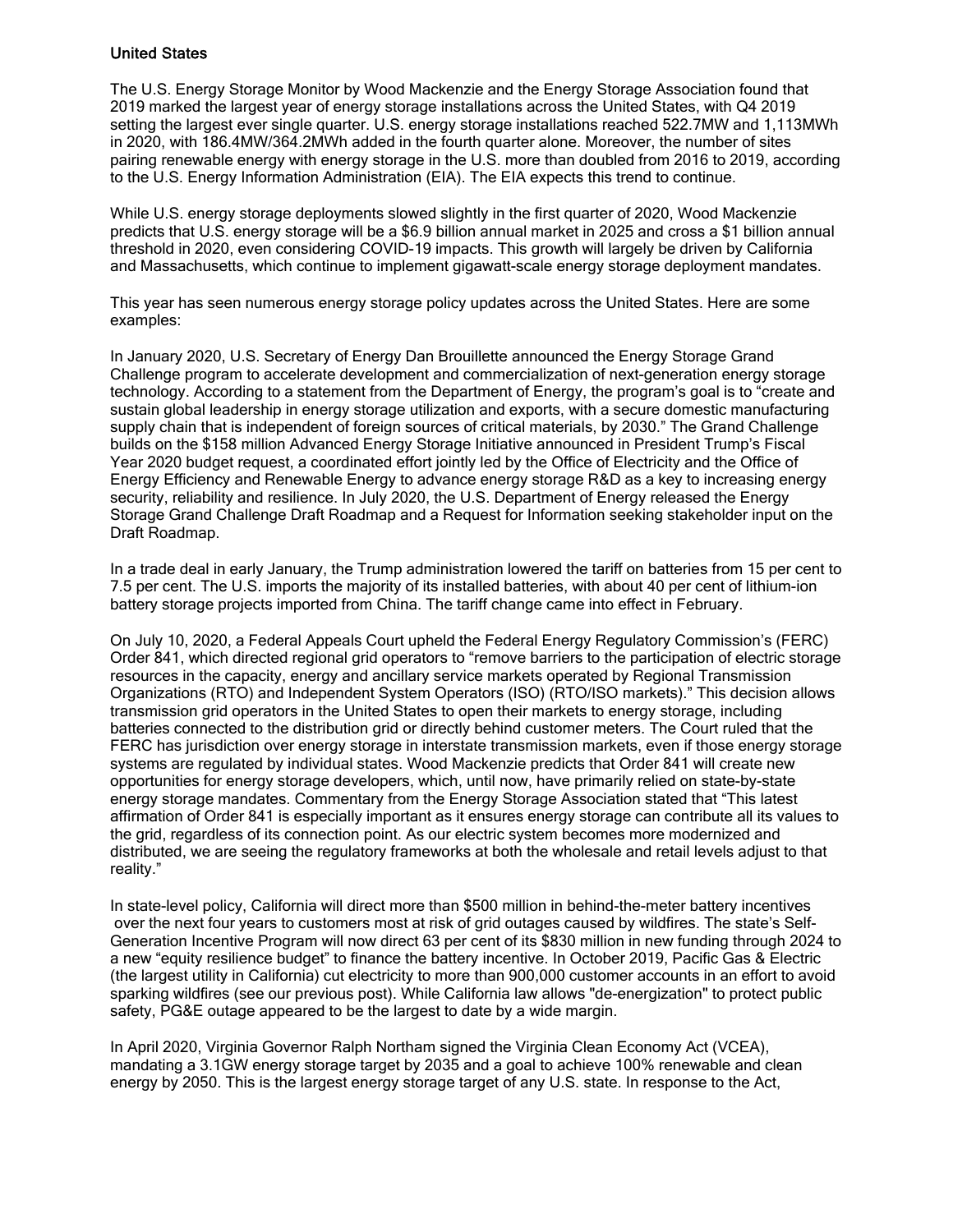### United States

The U.S. Energy Storage Monitor by Wood Mackenzie and the Energy Storage Association found that 2019 marked the largest year of energy storage installations across the United States, with Q4 2019 setting the largest ever single quarter. U.S. energy storage installations reached 522.7MW and 1,113MWh in 2020, with 186.4MW/364.2MWh added in the fourth quarter alone. Moreover, the number of sites pairing renewable energy with energy storage in the U.S. more than doubled from 2016 to 2019, according to the U.S. Energy Information Administration (EIA). The EIA expects this trend to continue.

While U.S. energy storage deployments slowed slightly in the first quarter of 2020, Wood Mackenzie predicts that U.S. energy storage will be a $6.9 billion annual market in 2025 and cross a $1 billion annual threshold in 2020, even considering COVID-19 impacts. This growth will largely be driven by California and Massachusetts, which continue to implement gigawatt-scale energy storage deployment mandates.

This year has seen numerous energy storage policy updates across the United States. Here are some examples:

In January 2020, U.S. Secretary of Energy Dan Brouillette announced the Energy Storage Grand Challenge program to accelerate development and commercialization of next-generation energy storage technology. According to a statement from the Department of Energy, the program's goal is to "create and sustain global leadership in energy storage utilization and exports, with a secure domestic manufacturing supply chain that is independent of foreign sources of critical materials, by 2030." The Grand Challenge builds on the $158 million Advanced Energy Storage Initiative announced in President Trump's Fiscal Year 2020 budget request, a coordinated effort jointly led by the Office of Electricity and the Office of Energy Efficiency and Renewable Energy to advance energy storage R&D as a key to increasing energy security, reliability and resilience. In July 2020, the U.S. Department of Energy released the Energy Storage Grand Challenge Draft Roadmap and a Request for Information seeking stakeholder input on the Draft Roadmap.

In a trade deal in early January, the Trump administration lowered the tariff on batteries from 15 per cent to 7.5 per cent. The U.S. imports the majority of its installed batteries, with about 40 per cent of lithium-ion battery storage projects imported from China. The tariff change came into effect in February.

On July 10, 2020, a Federal Appeals Court upheld the Federal Energy Regulatory Commission's (FERC) Order 841, which directed regional grid operators to "remove barriers to the participation of electric storage resources in the capacity, energy and ancillary service markets operated by Regional Transmission Organizations (RTO) and Independent System Operators (ISO) (RTO/ISO markets)." This decision allows transmission grid operators in the United States to open their markets to energy storage, including batteries connected to the distribution grid or directly behind customer meters. The Court ruled that the FERC has jurisdiction over energy storage in interstate transmission markets, even if those energy storage systems are regulated by individual states. Wood Mackenzie predicts that Order 841 will create new opportunities for energy storage developers, which, until now, have primarily relied on state-by-state energy storage mandates. Commentary from the Energy Storage Association stated that "This latest affirmation of Order 841 is especially important as it ensures energy storage can contribute all its values to the grid, regardless of its connection point. As our electric system becomes more modernized and distributed, we are seeing the regulatory frameworks at both the wholesale and retail levels adjust to that reality."

In state-level policy, California will direct more than $500 million in behind-the-meter battery incentives over the next four years to customers most at risk of grid outages caused by wildfires. The state's Self-Generation Incentive Program will now direct 63 per cent of its $830 million in new funding through 2024 to a new "equity resilience budget" to finance the battery incentive. In October 2019, Pacific Gas & Electric (the largest utility in California) cut electricity to more than 900,000 customer accounts in an effort to avoid sparking wildfires (see our previous post). While California law allows "de-energization" to protect public safety, PG&E outage appeared to be the largest to date by a wide margin.

In April 2020, Virginia Governor Ralph Northam signed the Virginia Clean Economy Act (VCEA), mandating a 3.1GW energy storage target by 2035 and a goal to achieve 100% renewable and clean energy by 2050. This is the largest energy storage target of any U.S. state. In response to the Act,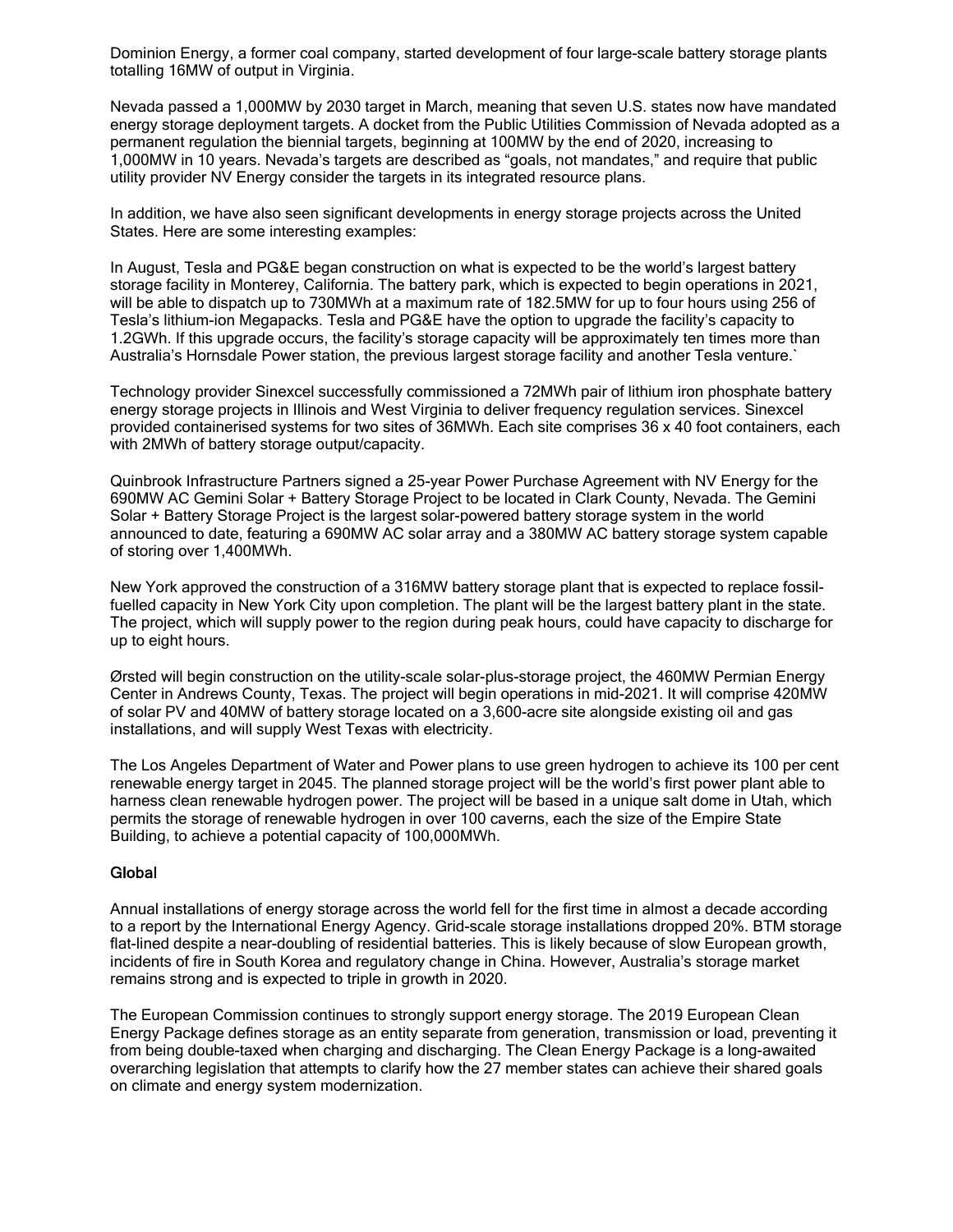Dominion Energy, a former coal company, started development of four large-scale battery storage plants totalling 16MW of output in Virginia.

Nevada passed a 1,000MW by 2030 target in March, meaning that seven U.S. states now have mandated energy storage deployment targets. A docket from the Public Utilities Commission of Nevada adopted as a permanent regulation the biennial targets, beginning at 100MW by the end of 2020, increasing to 1,000MW in 10 years. Nevada's targets are described as "goals, not mandates," and require that public utility provider NV Energy consider the targets in its integrated resource plans.

In addition, we have also seen significant developments in energy storage projects across the United States. Here are some interesting examples:

In August, Tesla and PG&E began construction on what is expected to be the world's largest battery storage facility in Monterey, California. The battery park, which is expected to begin operations in 2021, will be able to dispatch up to 730MWh at a maximum rate of 182.5MW for up to four hours using 256 of Tesla's lithium-ion Megapacks. Tesla and PG&E have the option to upgrade the facility's capacity to 1.2GWh. If this upgrade occurs, the facility's storage capacity will be approximately ten times more than Australia's Hornsdale Power station, the previous largest storage facility and another Tesla venture.`

Technology provider Sinexcel successfully commissioned a 72MWh pair of lithium iron phosphate battery energy storage projects in Illinois and West Virginia to deliver frequency regulation services. Sinexcel provided containerised systems for two sites of 36MWh. Each site comprises 36 x 40 foot containers, each with 2MWh of battery storage output/capacity.

Quinbrook Infrastructure Partners signed a 25-year Power Purchase Agreement with NV Energy for the 690MW AC Gemini Solar + Battery Storage Project to be located in Clark County, Nevada. The Gemini Solar + Battery Storage Project is the largest solar-powered battery storage system in the world announced to date, featuring a 690MW AC solar array and a 380MW AC battery storage system capable of storing over 1,400MWh.

New York approved the construction of a 316MW battery storage plant that is expected to replace fossil-fuelled capacity in New York City upon completion. The plant will be the largest battery plant in the state. The project, which will supply power to the region during peak hours, could have capacity to discharge for up to eight hours.

Ørsted will begin construction on the utility-scale solar-plus-storage project, the 460MW Permian Energy Center in Andrews County, Texas. The project will begin operations in mid-2021. It will comprise 420MW of solar PV and 40MW of battery storage located on a 3,600-acre site alongside existing oil and gas installations, and will supply West Texas with electricity.

The Los Angeles Department of Water and Power plans to use green hydrogen to achieve its 100 per cent renewable energy target in 2045. The planned storage project will be the world's first power plant able to harness clean renewable hydrogen power. The project will be based in a unique salt dome in Utah, which permits the storage of renewable hydrogen in over 100 caverns, each the size of the Empire State Building, to achieve a potential capacity of 100,000MWh.

### Global

Annual installations of energy storage across the world fell for the first time in almost a decade according to a report by the International Energy Agency. Grid-scale storage installations dropped 20%. BTM storage flat-lined despite a near-doubling of residential batteries. This is likely because of slow European growth, incidents of fire in South Korea and regulatory change in China. However, Australia's storage market remains strong and is expected to triple in growth in 2020.

The European Commission continues to strongly support energy storage. The 2019 European Clean Energy Package defines storage as an entity separate from generation, transmission or load, preventing it from being double-taxed when charging and discharging. The Clean Energy Package is a long-awaited overarching legislation that attempts to clarify how the 27 member states can achieve their shared goals on climate and energy system modernization.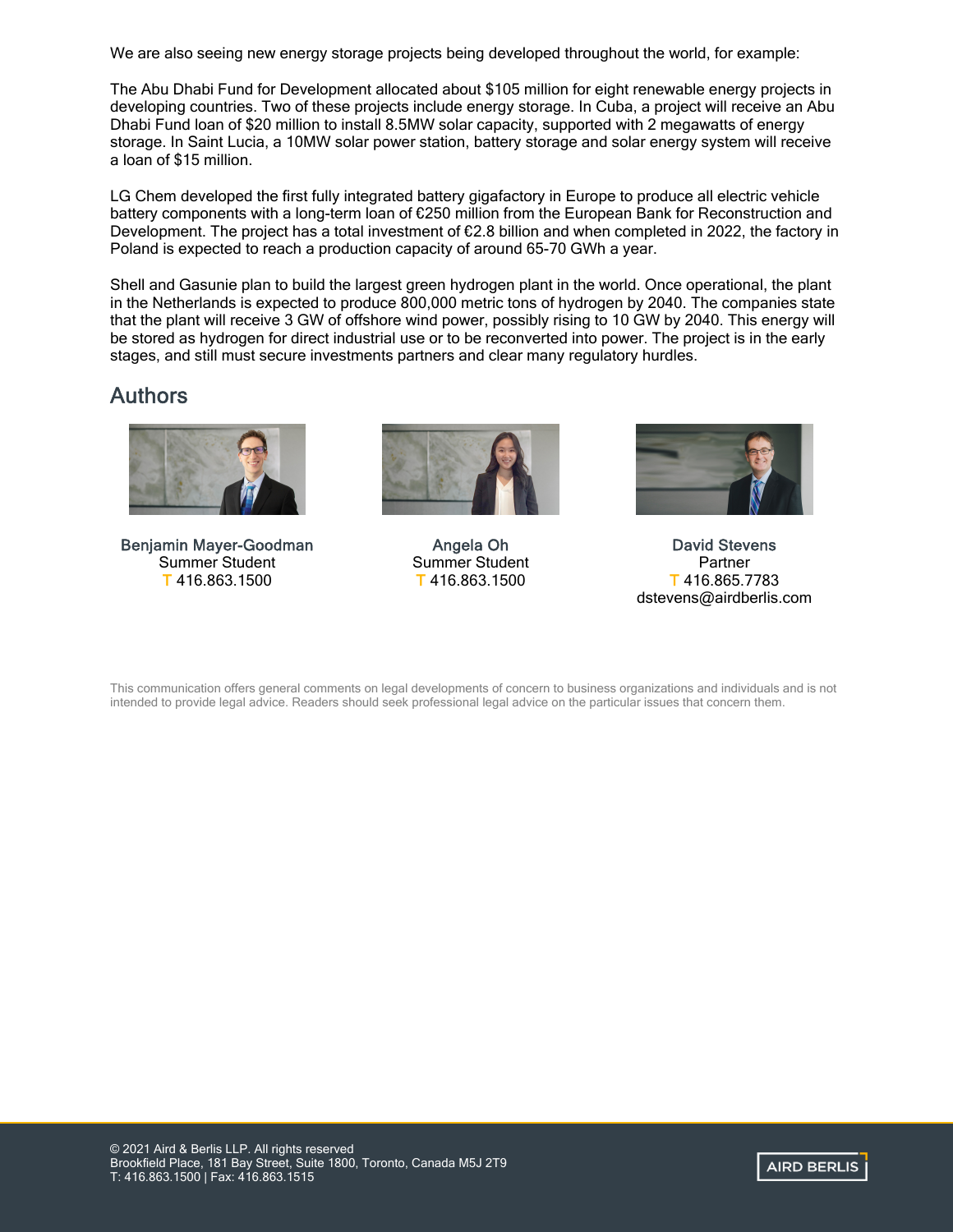We are also seeing new energy storage projects being developed throughout the world, for example:

The Abu Dhabi Fund for Development allocated about $105 million for eight renewable energy projects in developing countries. Two of these projects include energy storage. In Cuba, a project will receive an Abu Dhabi Fund loan of $20 million to install 8.5MW solar capacity, supported with 2 megawatts of energy storage. In Saint Lucia, a 10MW solar power station, battery storage and solar energy system will receive a loan of $15 million.

LG Chem developed the first fully integrated battery gigafactory in Europe to produce all electric vehicle battery components with a long-term loan of €250 million from the European Bank for Reconstruction and Development. The project has a total investment of €2.8 billion and when completed in 2022, the factory in Poland is expected to reach a production capacity of around 65-70 GWh a year.

Shell and Gasunie plan to build the largest green hydrogen plant in the world. Once operational, the plant in the Netherlands is expected to produce 800,000 metric tons of hydrogen by 2040. The companies state that the plant will receive 3 GW of offshore wind power, possibly rising to 10 GW by 2040. This energy will be stored as hydrogen for direct industrial use or to be reconverted into power. The project is in the early stages, and still must secure investments partners and clear many regulatory hurdles.

## Authors

Benjamin Mayer-Goodman
Summer Student
T 416.863.1500

Angela Oh
Summer Student
T 416.863.1500

David Stevens
Partner
T 416.865.7783
dstevens@airdberlis.com

This communication offers general comments on legal developments of concern to business organizations and individuals and is not intended to provide legal advice. Readers should seek professional legal advice on the particular issues that concern them.

© 2021 Aird & Berlis LLP. All rights reserved
Brookfield Place, 181 Bay Street, Suite 1800, Toronto, Canada M5J 2T9
T: 416.863.1500 | Fax: 416.863.1515

AIRD BERLIS